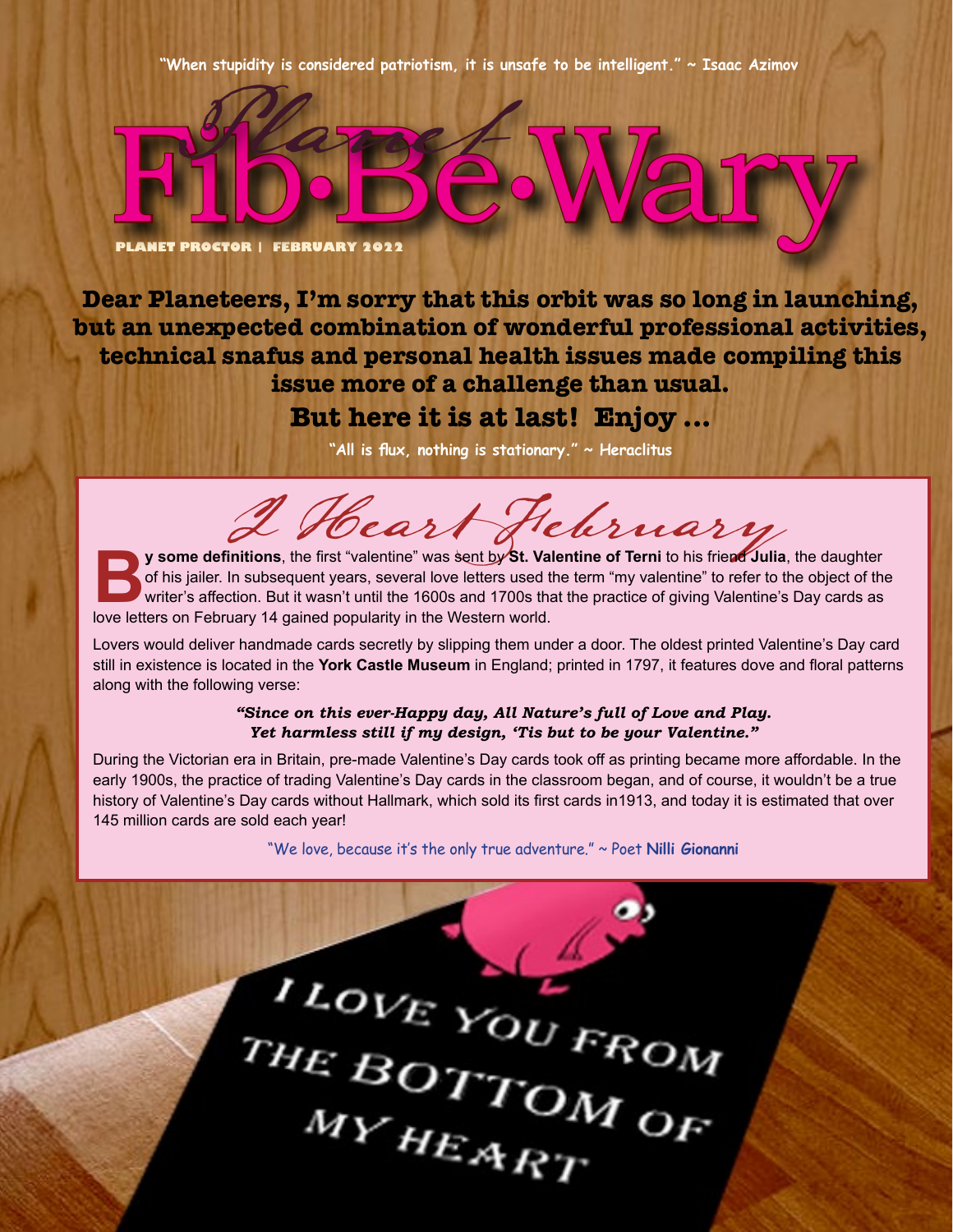"When stupidity is considered patriotism, it is unsafe to be intelligent." ~ Isaac Azimov

# Planet Fib·Be·Wary

**PLANET PROCTOR | FEBRUARY 2022**

**Dear Planeteers, I'm sorry that this orbit was so long in launching, but an unexpected combination of wonderful professional activities, technical snafus and personal health issues made compiling this issue more of a challenge than usual.**

**But here it is at last! Enjoy ...**

"All is flux, nothing is stationary." ~ Heraclitus

## I Heart February

**By some definitions**, the first "valentine" was sent by **St. Valentine of Terni** to his friend **Julia**, the daughter of his jailer. In subsequent years, several love letters used the term "my valentine" to refer to the object of the writer's affection. But it wasn't until the 1600s and 1700s that the practice of giving Valentine's Day cards as love letters on February 14 gained popularity in the Western world.

Lovers would deliver handmade cards secretly by slipping them under a door. The oldest printed Valentine's Day card still in existence is located in the **York Castle Museum** in England; printed in 1797, it features dove and floral patterns along with the following verse:

> ***"Since on this ever-Happy day, All Nature's full of Love and Play. Yet harmless still if my design, 'Tis but to be your Valentine."***

During the Victorian era in Britain, pre-made Valentine's Day cards took off as printing became more affordable. In the early 1900s, the practice of trading Valentine's Day cards in the classroom began, and of course, it wouldn't be a true history of Valentine's Day cards without Hallmark, which sold its first cards in1913, and today it is estimated that over 145 million cards are sold each year!

"We love, because it's the only true adventure." ~ Poet **Nilli Gionanni**

I LOVE YOU FROM THE BOTTOM OF MY HEART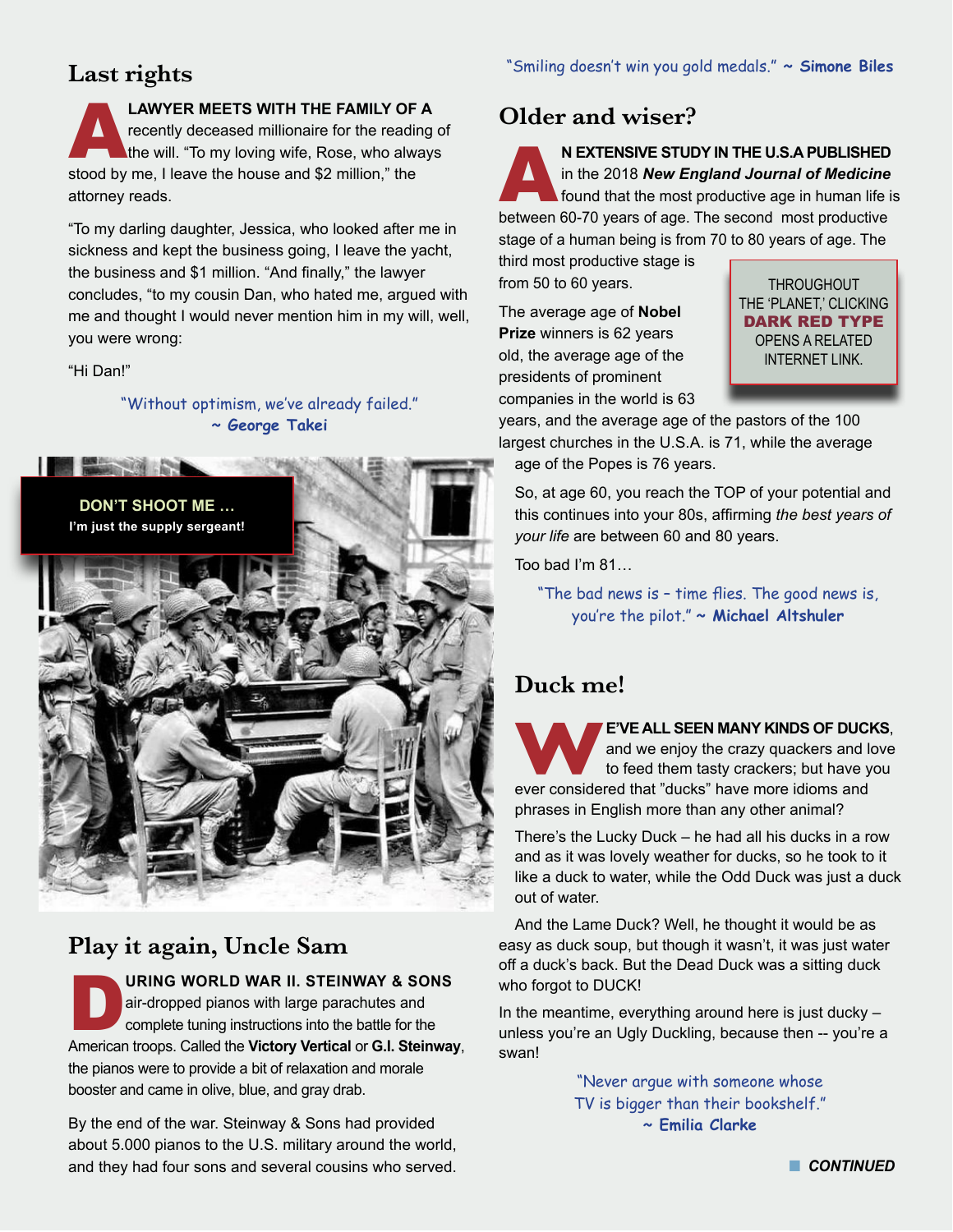## Last rights

**A LAWYER MEETS WITH THE FAMILY OF A** recently deceased millionaire for the reading of the will. "To my loving wife, Rose, who always stood by me, I leave the house and $2 million," the attorney reads.

"To my darling daughter, Jessica, who looked after me in sickness and kept the business going, I leave the yacht, the business and $1 million. "And finally," the lawyer concludes, "to my cousin Dan, who hated me, argued with me and thought I would never mention him in my will, well, you were wrong:

"Hi Dan!"

"Without optimism, we've already failed." ~ **George Takei**

**DON'T SHOOT ME …**
**I'm just the supply sergeant!**

## Play it again, Uncle Sam

**DURING WORLD WAR II. STEINWAY & SONS** air-dropped pianos with large parachutes and complete tuning instructions into the battle for the American troops. Called the **Victory Vertical** or **G.I. Steinway**, the pianos were to provide a bit of relaxation and morale booster and came in olive, blue, and gray drab.

By the end of the war. Steinway & Sons had provided about 5.000 pianos to the U.S. military around the world, and they had four sons and several cousins who served.

"Smiling doesn't win you gold medals." ~ **Simone Biles**

## Older and wiser?

**AN EXTENSIVE STUDY IN THE U.S.A PUBLISHED** in the 2018 ***New England Journal of Medicine*** found that the most productive age in human life is between 60-70 years of age. The second most productive stage of a human being is from 70 to 80 years of age. The third most productive stage is from 50 to 60 years.

The average age of **Nobel Prize** winners is 62 years old, the average age of the presidents of prominent companies in the world is 63 years, and the average age of the pastors of the 100 largest churches in the U.S.A. is 71, while the average age of the Popes is 76 years.

So, at age 60, you reach the TOP of your potential and this continues into your 80s, affirming *the best years of your life* are between 60 and 80 years.

Too bad I'm 81…

THROUGHOUT THE 'PLANET,' CLICKING **DARK RED TYPE** OPENS A RELATED INTERNET LINK.

"The bad news is – time flies. The good news is, you're the pilot." ~ **Michael Altshuler**

## Duck me!

**WE'VE ALL SEEN MANY KINDS OF DUCKS**, and we enjoy the crazy quackers and love to feed them tasty crackers; but have you ever considered that "ducks" have more idioms and phrases in English more than any other animal?

There's the Lucky Duck – he had all his ducks in a row and as it was lovely weather for ducks, so he took to it like a duck to water, while the Odd Duck was just a duck out of water.

And the Lame Duck? Well, he thought it would be as easy as duck soup, but though it wasn't, it was just water off a duck's back. But the Dead Duck was a sitting duck who forgot to DUCK!

In the meantime, everything around here is just ducky – unless you're an Ugly Duckling, because then -- you're a swan!

"Never argue with someone whose TV is bigger than their bookshelf." ~ **Emilia Clarke**

***CONTINUED***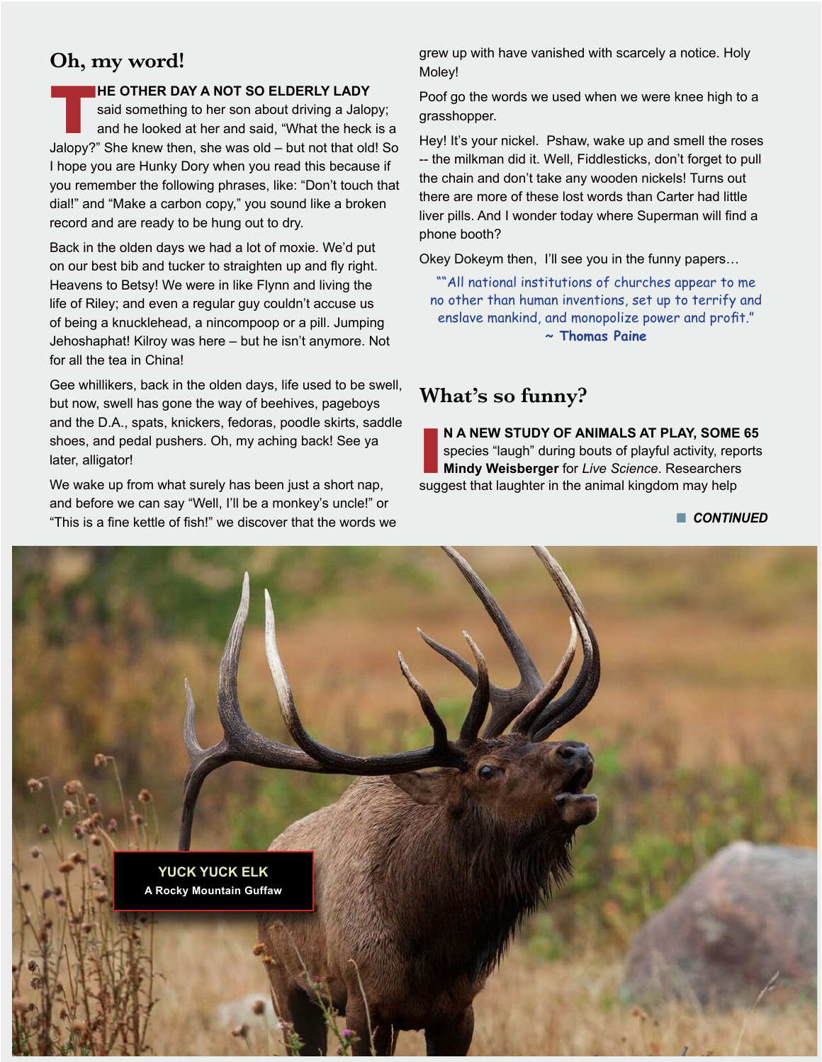## Oh, my word!

**THE OTHER DAY A NOT SO ELDERLY LADY** said something to her son about driving a Jalopy; and he looked at her and said, "What the heck is a Jalopy?" She knew then, she was old – but not that old! So I hope you are Hunky Dory when you read this because if you remember the following phrases, like: "Don't touch that dial!" and "Make a carbon copy," you sound like a broken record and are ready to be hung out to dry.

Back in the olden days we had a lot of moxie. We'd put on our best bib and tucker to straighten up and fly right. Heavens to Betsy! We were in like Flynn and living the life of Riley; and even a regular guy couldn't accuse us of being a knucklehead, a nincompoop or a pill. Jumping Jehoshaphat! Kilroy was here – but he isn't anymore. Not for all the tea in China!

Gee whillikers, back in the olden days, life used to be swell, but now, swell has gone the way of beehives, pageboys and the D.A., spats, knickers, fedoras, poodle skirts, saddle shoes, and pedal pushers. Oh, my aching back! See ya later, alligator!

We wake up from what surely has been just a short nap, and before we can say "Well, I'll be a monkey's uncle!" or "This is a fine kettle of fish!" we discover that the words we grew up with have vanished with scarcely a notice. Holy Moley!

Poof go the words we used when we were knee high to a grasshopper.

Hey! It's your nickel. Pshaw, wake up and smell the roses -- the milkman did it. Well, Fiddlesticks, don't forget to pull the chain and don't take any wooden nickels! Turns out there are more of these lost words than Carter had little liver pills. And I wonder today where Superman will find a phone booth?

Okey Dokeym then, I'll see you in the funny papers…

""All national institutions of churches appear to me no other than human inventions, set up to terrify and enslave mankind, and monopolize power and profit."
**~ Thomas Paine**

## What's so funny?

**IN A NEW STUDY OF ANIMALS AT PLAY, SOME 65** species "laugh" during bouts of playful activity, reports **Mindy Weisberger** for *Live Science*. Researchers suggest that laughter in the animal kingdom may help

***CONTINUED***

**YUCK YUCK ELK**
**A Rocky Mountain Guffaw**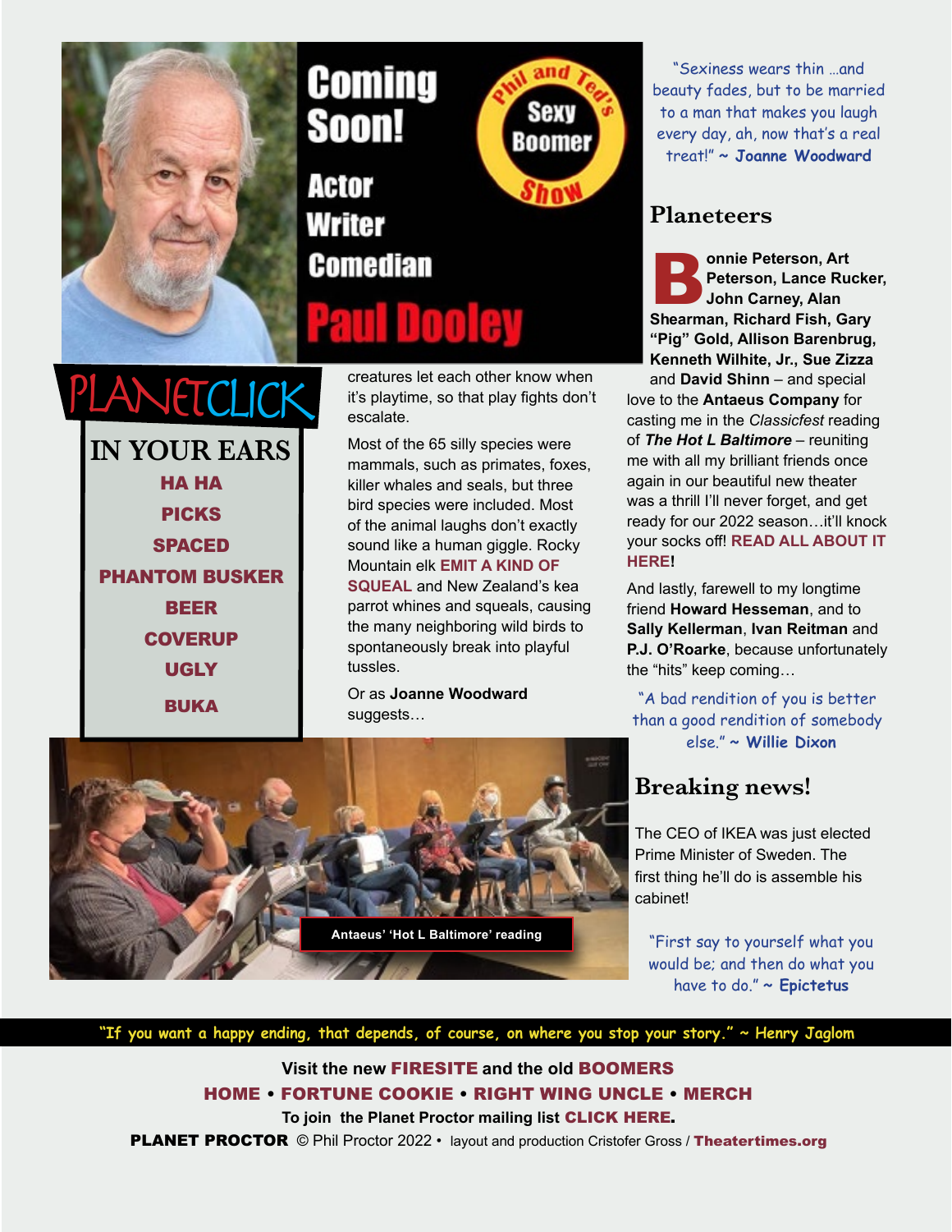Coming Soon!

Actor
Writer
Comedian

**Paul Dooley**

Phil and Ted's Sexy Boomer Show

"Sexiness wears thin …and beauty fades, but to be married to a man that makes you laugh every day, ah, now that's a real treat!" ~ **Joanne Woodward**

## PLANETCLICK

### IN YOUR EARS

**HA HA**

**PICKS**

**SPACED**

**PHANTOM BUSKER**

**BEER**

**COVERUP**

**UGLY**

**BUKA**

creatures let each other know when it's playtime, so that play fights don't escalate.

Most of the 65 silly species were mammals, such as primates, foxes, killer whales and seals, but three bird species were included. Most of the animal laughs don't exactly sound like a human giggle. Rocky Mountain elk **EMIT A KIND OF SQUEAL** and New Zealand's kea parrot whines and squeals, causing the many neighboring wild birds to spontaneously break into playful tussles.

Or as **Joanne Woodward** suggests…

## Planeteers

**Bonnie Peterson, Art Peterson, Lance Rucker, John Carney, Alan Shearman, Richard Fish, Gary "Pig" Gold, Allison Barenbrug, Kenneth Wilhite, Jr., Sue Zizza** and **David Shinn** – and special love to the **Antaeus Company** for casting me in the *Classicfest* reading of ***The Hot L Baltimore*** – reuniting me with all my brilliant friends once again in our beautiful new theater was a thrill I'll never forget, and get ready for our 2022 season…it'll knock your socks off! **READ ALL ABOUT IT HERE!**

And lastly, farewell to my longtime friend **Howard Hesseman**, and to **Sally Kellerman**, **Ivan Reitman** and **P.J. O'Roarke**, because unfortunately the "hits" keep coming…

"A bad rendition of you is better than a good rendition of somebody else." ~ **Willie Dixon**

Antaeus' 'Hot L Baltimore' reading

## Breaking news!

The CEO of IKEA was just elected Prime Minister of Sweden. The first thing he'll do is assemble his cabinet!

"First say to yourself what you would be; and then do what you have to do." ~ **Epictetus**

"If you want a happy ending, that depends, of course, on where you stop your story." ~ Henry Jaglom

**Visit the new FIRESITE and the old BOOMERS**

**HOME • FORTUNE COOKIE • RIGHT WING UNCLE • MERCH**

**To join the Planet Proctor mailing list CLICK HERE.**

**PLANET PROCTOR** © Phil Proctor 2022 • layout and production Cristofer Gross / **Theatertimes.org**